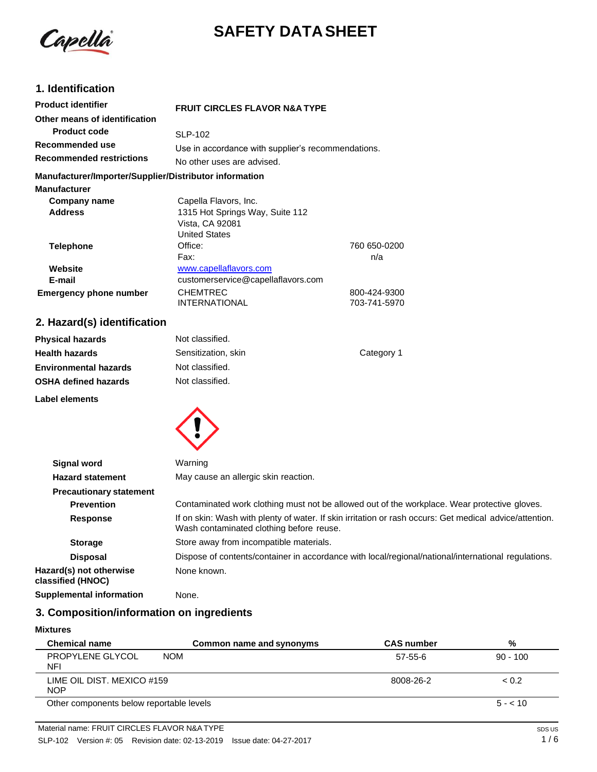# SAFETY DATA SHEET

## 1. Identification

| | | |
|---|---|---|
| **Product identifier** | **FRUIT CIRCLES FLAVOR N&A TYPE** | |
| **Other means of identification** | | |
| **Product code** | SLP-102 | |
| **Recommended use** | Use in accordance with supplier's recommendations. | |
| **Recommended restrictions** | No other uses are advised. | |

**Manufacturer/Importer/Supplier/Distributor information**

**Manufacturer**

| | | |
|---|---|---|
| **Company name** | Capella Flavors, Inc. | |
| **Address** | 1315 Hot Springs Way, Suite 112<br>Vista, CA 92081<br>United States | |
| **Telephone** | Office: | 760 650-0200 |
| | Fax: | n/a |
| **Website** | www.capellaflavors.com | |
| **E-mail** | customerservice@capellaflavors.com | |
| **Emergency phone number** | CHEMTREC | 800-424-9300 |
| | INTERNATIONAL | 703-741-5970 |

## 2. Hazard(s) identification

| | | |
|---|---|---|
| **Physical hazards** | Not classified. | |
| **Health hazards** | Sensitization, skin | Category 1 |
| **Environmental hazards** | Not classified. | |
| **OSHA defined hazards** | Not classified. | |

**Label elements**

| | |
|---|---|
| **Signal word** | Warning |
| **Hazard statement** | May cause an allergic skin reaction. |
| **Precautionary statement** | |
| **Prevention** | Contaminated work clothing must not be allowed out of the workplace. Wear protective gloves. |
| **Response** | If on skin: Wash with plenty of water. If skin irritation or rash occurs: Get medical advice/attention. Wash contaminated clothing before reuse. |
| **Storage** | Store away from incompatible materials. |
| **Disposal** | Dispose of contents/container in accordance with local/regional/national/international regulations. |
| **Hazard(s) not otherwise classified (HNOC)** | None known. |
| **Supplemental information** | None. |

## 3. Composition/information on ingredients

**Mixtures**

| Chemical name | Common name and synonyms | CAS number | % |
|---|---|---|---|
| PROPYLENE GLYCOL NOM NFI | | 57-55-6 | 90 - 100 |
| LIME OIL DIST. MEXICO #159 NOP | | 8008-26-2 | < 0.2 |
| Other components below reportable levels | | | 5 - < 10 |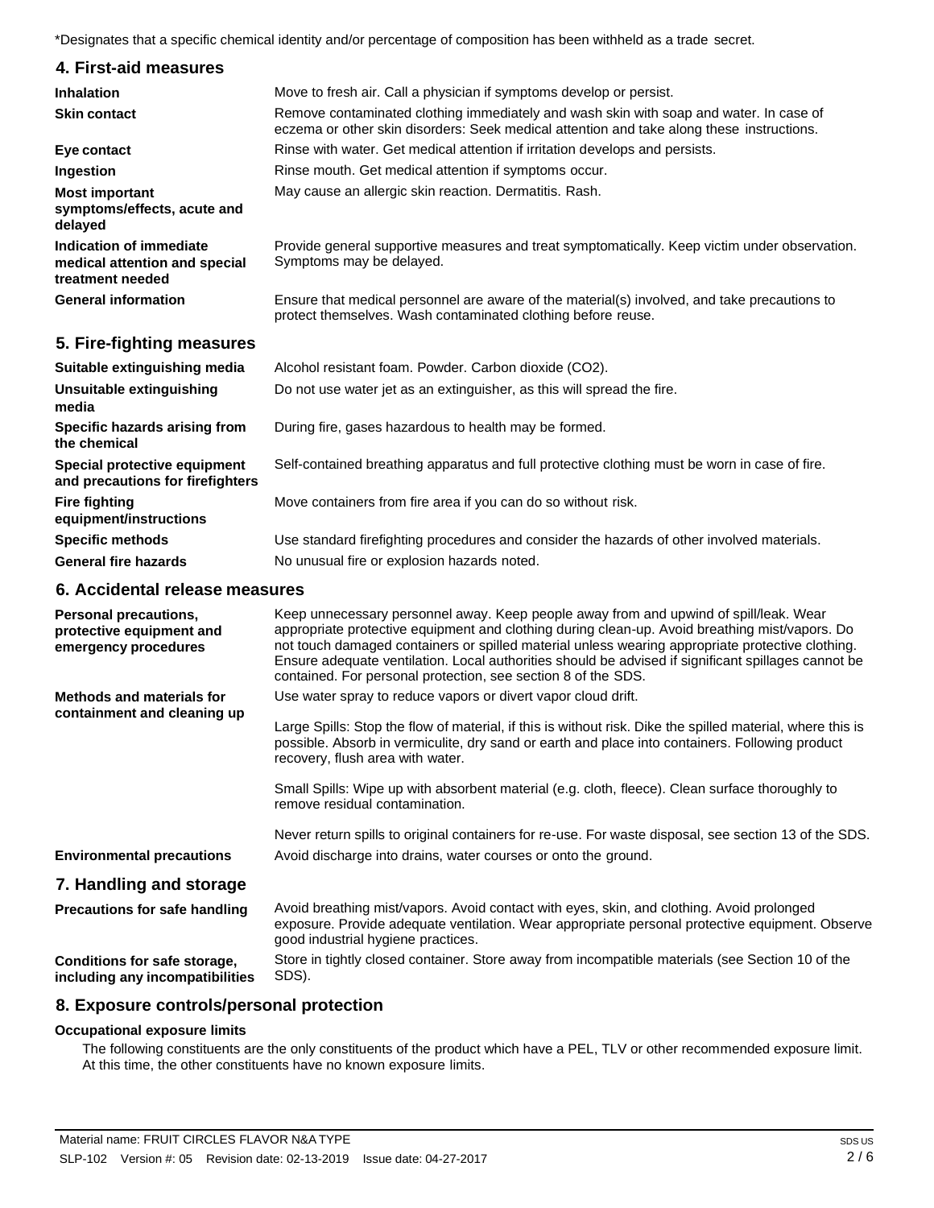*Designates that a specific chemical identity and/or percentage of composition has been withheld as a trade secret.

## 4. First-aid measures

| | |
|---|---|
| **Inhalation** | Move to fresh air. Call a physician if symptoms develop or persist. |
| **Skin contact** | Remove contaminated clothing immediately and wash skin with soap and water. In case of eczema or other skin disorders: Seek medical attention and take along these instructions. |
| **Eye contact** | Rinse with water. Get medical attention if irritation develops and persists. |
| **Ingestion** | Rinse mouth. Get medical attention if symptoms occur. |
| **Most important symptoms/effects, acute and delayed** | May cause an allergic skin reaction. Dermatitis. Rash. |
| **Indication of immediate medical attention and special treatment needed** | Provide general supportive measures and treat symptomatically. Keep victim under observation. Symptoms may be delayed. |
| **General information** | Ensure that medical personnel are aware of the material(s) involved, and take precautions to protect themselves. Wash contaminated clothing before reuse. |

## 5. Fire-fighting measures

| | |
|---|---|
| **Suitable extinguishing media** | Alcohol resistant foam. Powder. Carbon dioxide ($CO_2$). |
| **Unsuitable extinguishing media** | Do not use water jet as an extinguisher, as this will spread the fire. |
| **Specific hazards arising from the chemical** | During fire, gases hazardous to health may be formed. |
| **Special protective equipment and precautions for firefighters** | Self-contained breathing apparatus and full protective clothing must be worn in case of fire. |
| **Fire fighting equipment/instructions** | Move containers from fire area if you can do so without risk. |
| **Specific methods** | Use standard firefighting procedures and consider the hazards of other involved materials. |
| **General fire hazards** | No unusual fire or explosion hazards noted. |

## 6. Accidental release measures

**Personal precautions, protective equipment and emergency procedures**

Keep unnecessary personnel away. Keep people away from and upwind of spill/leak. Wear appropriate protective equipment and clothing during clean-up. Avoid breathing mist/vapors. Do not touch damaged containers or spilled material unless wearing appropriate protective clothing. Ensure adequate ventilation. Local authorities should be advised if significant spillages cannot be contained. For personal protection, see section 8 of the SDS.

**Methods and materials for containment and cleaning up**

Use water spray to reduce vapors or divert vapor cloud drift.

Large Spills: Stop the flow of material, if this is without risk. Dike the spilled material, where this is possible. Absorb in vermiculite, dry sand or earth and place into containers. Following product recovery, flush area with water.

Small Spills: Wipe up with absorbent material (e.g. cloth, fleece). Clean surface thoroughly to remove residual contamination.

Never return spills to original containers for re-use. For waste disposal, see section 13 of the SDS.

**Environmental precautions**

Avoid discharge into drains, water courses or onto the ground.

## 7. Handling and storage

| | |
|---|---|
| **Precautions for safe handling** | Avoid breathing mist/vapors. Avoid contact with eyes, skin, and clothing. Avoid prolonged exposure. Provide adequate ventilation. Wear appropriate personal protective equipment. Observe good industrial hygiene practices. |
| **Conditions for safe storage, including any incompatibilities** | Store in tightly closed container. Store away from incompatible materials (see Section 10 of the SDS). |

## 8. Exposure controls/personal protection

**Occupational exposure limits**

The following constituents are the only constituents of the product which have a PEL, TLV or other recommended exposure limit. At this time, the other constituents have no known exposure limits.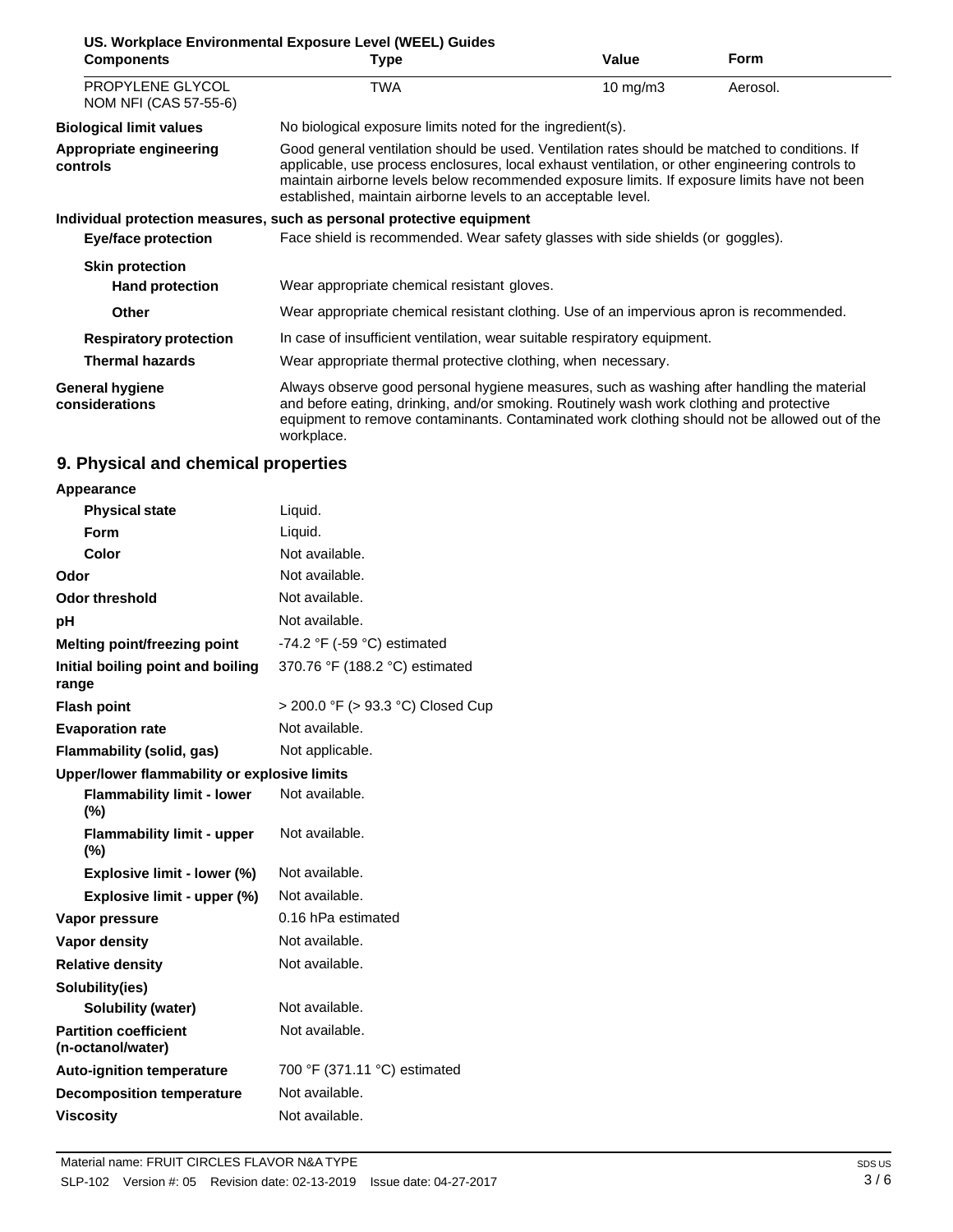**US. Workplace Environmental Exposure Level (WEEL) Guides**

| Components | Type | Value | Form |
|---|---|---|---|
| PROPYLENE GLYCOL NOM NFI (CAS 57-55-6) | TWA | 10 mg/m3 | Aerosol. |

**Biological limit values** No biological exposure limits noted for the ingredient(s).

**Appropriate engineering controls** Good general ventilation should be used. Ventilation rates should be matched to conditions. If applicable, use process enclosures, local exhaust ventilation, or other engineering controls to maintain airborne levels below recommended exposure limits. If exposure limits have not been established, maintain airborne levels to an acceptable level.

**Individual protection measures, such as personal protective equipment**

**Eye/face protection** Face shield is recommended. Wear safety glasses with side shields (or goggles).

**Skin protection**

**Hand protection** Wear appropriate chemical resistant gloves.

**Other** Wear appropriate chemical resistant clothing. Use of an impervious apron is recommended.

**Respiratory protection** In case of insufficient ventilation, wear suitable respiratory equipment.

**Thermal hazards** Wear appropriate thermal protective clothing, when necessary.

**General hygiene considerations** Always observe good personal hygiene measures, such as washing after handling the material and before eating, drinking, and/or smoking. Routinely wash work clothing and protective equipment to remove contaminants. Contaminated work clothing should not be allowed out of the workplace.

## 9. Physical and chemical properties

| | |
|---|---|
| **Appearance** | |
| **Physical state** | Liquid. |
| **Form** | Liquid. |
| **Color** | Not available. |
| **Odor** | Not available. |
| **Odor threshold** | Not available. |
| **pH** | Not available. |
| **Melting point/freezing point** | -74.2 °F (-59 °C) estimated |
| **Initial boiling point and boiling range** | 370.76 °F (188.2 °C) estimated |
| **Flash point** | > 200.0 °F (> 93.3 °C) Closed Cup |
| **Evaporation rate** | Not available. |
| **Flammability (solid, gas)** | Not applicable. |
| **Upper/lower flammability or explosive limits** | |
| **Flammability limit - lower (%)** | Not available. |
| **Flammability limit - upper (%)** | Not available. |
| **Explosive limit - lower (%)** | Not available. |
| **Explosive limit - upper (%)** | Not available. |
| **Vapor pressure** | 0.16 hPa estimated |
| **Vapor density** | Not available. |
| **Relative density** | Not available. |
| **Solubility(ies)** | |
| **Solubility (water)** | Not available. |
| **Partition coefficient (n-octanol/water)** | Not available. |
| **Auto-ignition temperature** | 700 °F (371.11 °C) estimated |
| **Decomposition temperature** | Not available. |
| **Viscosity** | Not available. |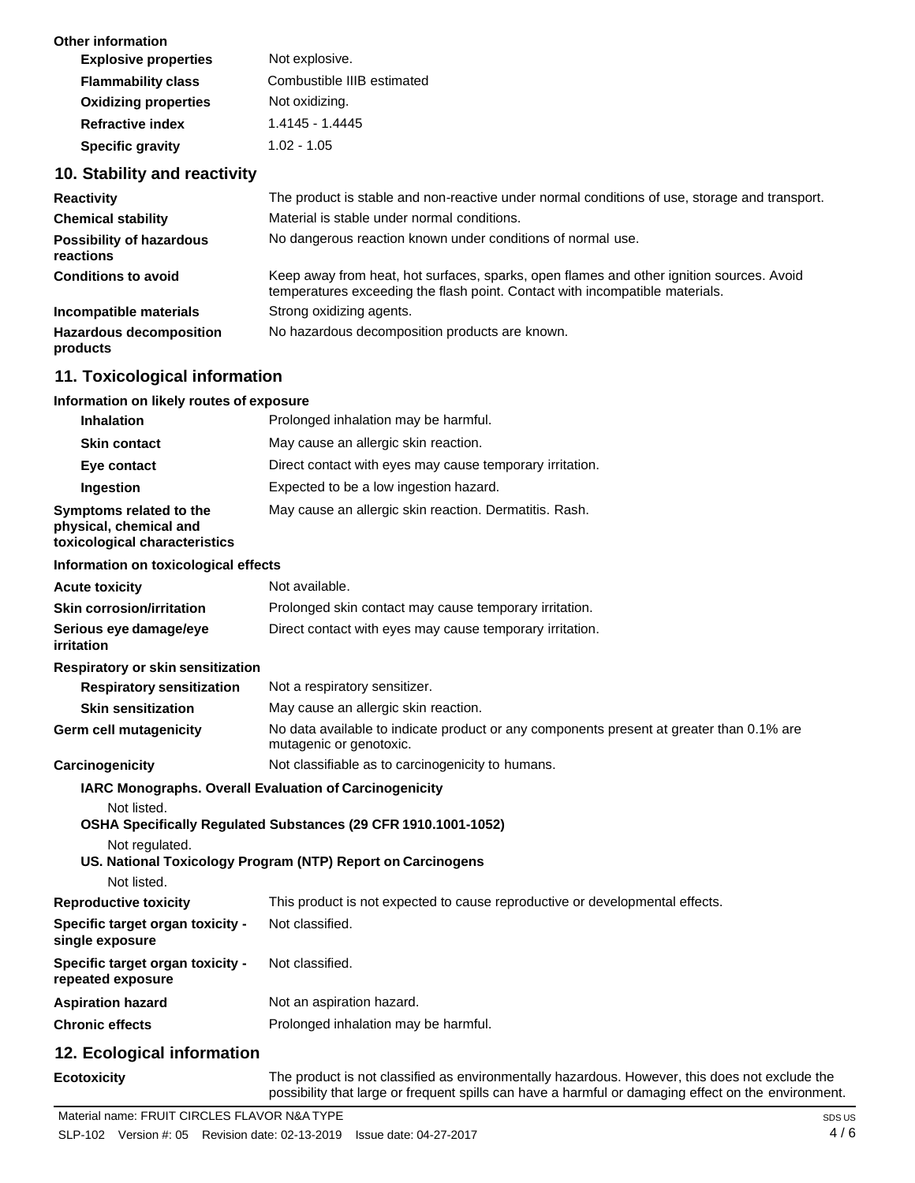**Other information**

| | |
|---|---|
| **Explosive properties** | Not explosive. |
| **Flammability class** | Combustible IIIB estimated |
| **Oxidizing properties** | Not oxidizing. |
| **Refractive index** | 1.4145 - 1.4445 |
| **Specific gravity** | 1.02 - 1.05 |

## 10. Stability and reactivity

| | |
|---|---|
| **Reactivity** | The product is stable and non-reactive under normal conditions of use, storage and transport. |
| **Chemical stability** | Material is stable under normal conditions. |
| **Possibility of hazardous reactions** | No dangerous reaction known under conditions of normal use. |
| **Conditions to avoid** | Keep away from heat, hot surfaces, sparks, open flames and other ignition sources. Avoid temperatures exceeding the flash point. Contact with incompatible materials. |
| **Incompatible materials** | Strong oxidizing agents. |
| **Hazardous decomposition products** | No hazardous decomposition products are known. |

## 11. Toxicological information

**Information on likely routes of exposure**

| | |
|---|---|
| **Inhalation** | Prolonged inhalation may be harmful. |
| **Skin contact** | May cause an allergic skin reaction. |
| **Eye contact** | Direct contact with eyes may cause temporary irritation. |
| **Ingestion** | Expected to be a low ingestion hazard. |
| **Symptoms related to the physical, chemical and toxicological characteristics** | May cause an allergic skin reaction. Dermatitis. Rash. |

**Information on toxicological effects**

| | |
|---|---|
| **Acute toxicity** | Not available. |
| **Skin corrosion/irritation** | Prolonged skin contact may cause temporary irritation. |
| **Serious eye damage/eye irritation** | Direct contact with eyes may cause temporary irritation. |

**Respiratory or skin sensitization**

| | |
|---|---|
| **Respiratory sensitization** | Not a respiratory sensitizer. |
| **Skin sensitization** | May cause an allergic skin reaction. |
| **Germ cell mutagenicity** | No data available to indicate product or any components present at greater than 0.1% are mutagenic or genotoxic. |
| **Carcinogenicity** | Not classifiable as to carcinogenicity to humans. |

**IARC Monographs. Overall Evaluation of Carcinogenicity**

Not listed.

**OSHA Specifically Regulated Substances (29 CFR 1910.1001-1052)**

Not regulated.

**US. National Toxicology Program (NTP) Report on Carcinogens**

Not listed.

| | |
|---|---|
| **Reproductive toxicity** | This product is not expected to cause reproductive or developmental effects. |
| **Specific target organ toxicity - single exposure** | Not classified. |
| **Specific target organ toxicity - repeated exposure** | Not classified. |
| **Aspiration hazard** | Not an aspiration hazard. |
| **Chronic effects** | Prolonged inhalation may be harmful. |

## 12. Ecological information

| | |
|---|---|
| **Ecotoxicity** | The product is not classified as environmentally hazardous. However, this does not exclude the possibility that large or frequent spills can have a harmful or damaging effect on the environment. |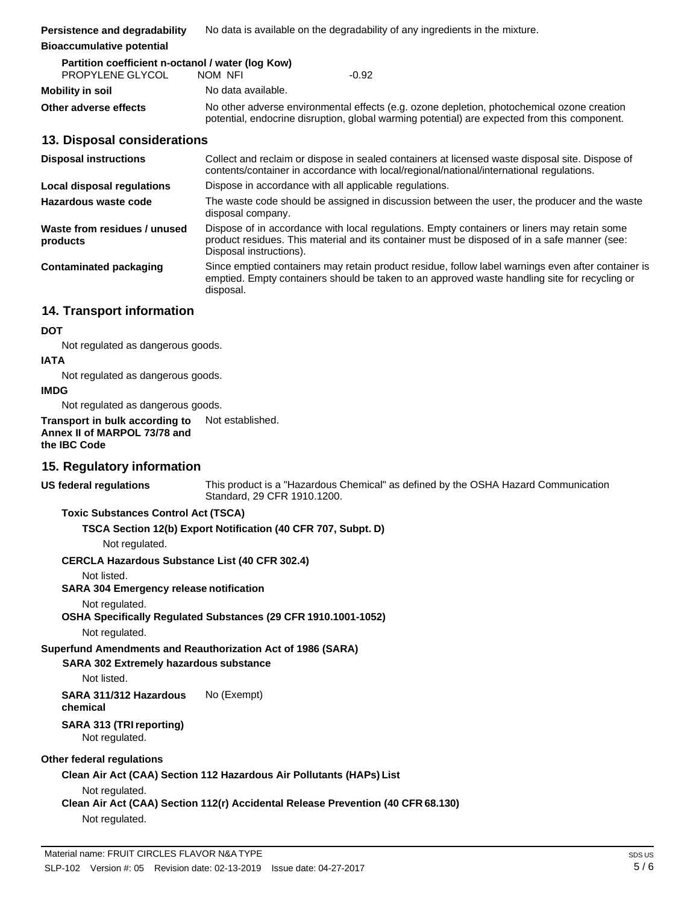**Persistence and degradability** No data is available on the degradability of any ingredients in the mixture.

**Bioaccumulative potential**

**Partition coefficient n-octanol / water (log Kow)**

| | | |
|---|---|---|
| PROPYLENE GLYCOL | NOM NFI | -0.92 |

**Mobility in soil** No data available.

**Other adverse effects** No other adverse environmental effects (e.g. ozone depletion, photochemical ozone creation potential, endocrine disruption, global warming potential) are expected from this component.

## 13. Disposal considerations

**Disposal instructions** Collect and reclaim or dispose in sealed containers at licensed waste disposal site. Dispose of contents/container in accordance with local/regional/national/international regulations.

**Local disposal regulations** Dispose in accordance with all applicable regulations.

**Hazardous waste code** The waste code should be assigned in discussion between the user, the producer and the waste disposal company.

**Waste from residues / unused products** Dispose of in accordance with local regulations. Empty containers or liners may retain some product residues. This material and its container must be disposed of in a safe manner (see: Disposal instructions).

**Contaminated packaging** Since emptied containers may retain product residue, follow label warnings even after container is emptied. Empty containers should be taken to an approved waste handling site for recycling or disposal.

## 14. Transport information

**DOT**

Not regulated as dangerous goods.

**IATA**

Not regulated as dangerous goods.

**IMDG**

Not regulated as dangerous goods.

**Transport in bulk according to Annex II of MARPOL 73/78 and the IBC Code** Not established.

## 15. Regulatory information

**US federal regulations** This product is a "Hazardous Chemical" as defined by the OSHA Hazard Communication Standard, 29 CFR 1910.1200.

**Toxic Substances Control Act (TSCA)**

**TSCA Section 12(b) Export Notification (40 CFR 707, Subpt. D)**

Not regulated.

**CERCLA Hazardous Substance List (40 CFR 302.4)**

Not listed.

**SARA 304 Emergency release notification**

Not regulated.

**OSHA Specifically Regulated Substances (29 CFR 1910.1001-1052)**

Not regulated.

**Superfund Amendments and Reauthorization Act of 1986 (SARA)**

**SARA 302 Extremely hazardous substance**

Not listed.

**SARA 311/312 Hazardous chemical** No (Exempt)

**SARA 313 (TRI reporting)**

Not regulated.

**Other federal regulations**

**Clean Air Act (CAA) Section 112 Hazardous Air Pollutants (HAPs) List**

Not regulated.

**Clean Air Act (CAA) Section 112(r) Accidental Release Prevention (40 CFR 68.130)**

Not regulated.

Material name: FRUIT CIRCLES FLAVOR N&A TYPE

SLP-102 Version #: 05 Revision date: 02-13-2019 Issue date: 04-27-2017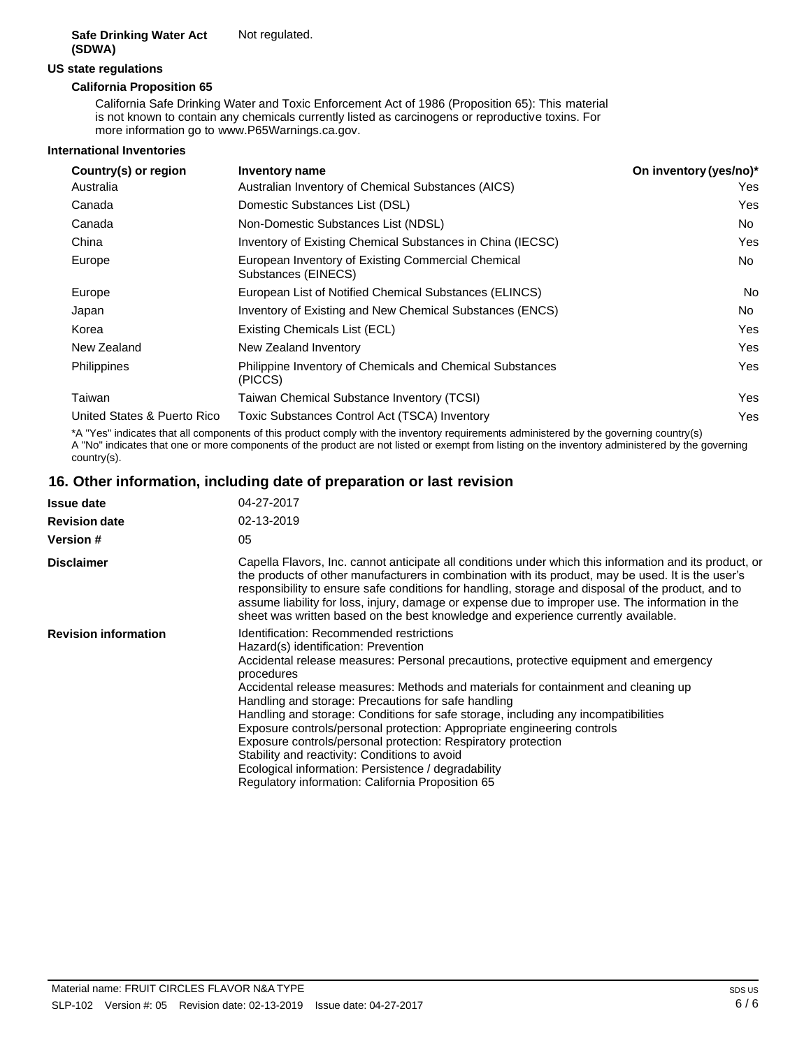**Safe Drinking Water Act (SDWA)** Not regulated.

**US state regulations**

**California Proposition 65**

California Safe Drinking Water and Toxic Enforcement Act of 1986 (Proposition 65): This material is not known to contain any chemicals currently listed as carcinogens or reproductive toxins. For more information go to www.P65Warnings.ca.gov.

**International Inventories**

| Country(s) or region | Inventory name | On inventory (yes/no)* |
|---|---|---|
| Australia | Australian Inventory of Chemical Substances (AICS) | Yes |
| Canada | Domestic Substances List (DSL) | Yes |
| Canada | Non-Domestic Substances List (NDSL) | No |
| China | Inventory of Existing Chemical Substances in China (IECSC) | Yes |
| Europe | European Inventory of Existing Commercial Chemical Substances (EINECS) | No |
| Europe | European List of Notified Chemical Substances (ELINCS) | No |
| Japan | Inventory of Existing and New Chemical Substances (ENCS) | No |
| Korea | Existing Chemicals List (ECL) | Yes |
| New Zealand | New Zealand Inventory | Yes |
| Philippines | Philippine Inventory of Chemicals and Chemical Substances (PICCS) | Yes |
| Taiwan | Taiwan Chemical Substance Inventory (TCSI) | Yes |
| United States & Puerto Rico | Toxic Substances Control Act (TSCA) Inventory | Yes |

*A "Yes" indicates that all components of this product comply with the inventory requirements administered by the governing country(s)
A "No" indicates that one or more components of the product are not listed or exempt from listing on the inventory administered by the governing country(s).

## 16. Other information, including date of preparation or last revision

**Issue date** 04-27-2017

**Revision date** 02-13-2019

**Version #** 05

**Disclaimer** Capella Flavors, Inc. cannot anticipate all conditions under which this information and its product, or the products of other manufacturers in combination with its product, may be used. It is the user's responsibility to ensure safe conditions for handling, storage and disposal of the product, and to assume liability for loss, injury, damage or expense due to improper use. The information in the sheet was written based on the best knowledge and experience currently available.

**Revision information**
Identification: Recommended restrictions
Hazard(s) identification: Prevention
Accidental release measures: Personal precautions, protective equipment and emergency procedures
Accidental release measures: Methods and materials for containment and cleaning up
Handling and storage: Precautions for safe handling
Handling and storage: Conditions for safe storage, including any incompatibilities
Exposure controls/personal protection: Appropriate engineering controls
Exposure controls/personal protection: Respiratory protection
Stability and reactivity: Conditions to avoid
Ecological information: Persistence / degradability
Regulatory information: California Proposition 65

Material name: FRUIT CIRCLES FLAVOR N&A TYPE
SLP-102 Version #: 05 Revision date: 02-13-2019 Issue date: 04-27-2017